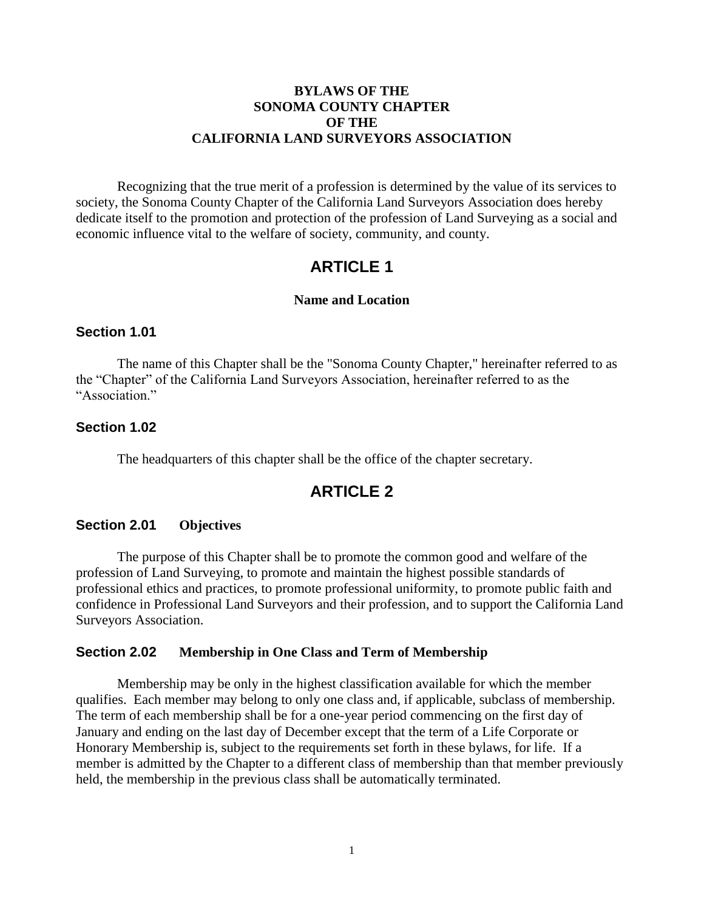# BYLAWS OF THE SONOMA COUNTY CHAPTER OF THE CALIFORNIA LAND SURVEYORS ASSOCIATION

Recognizing that the true merit of a profession is determined by the value of its services to society, the Sonoma County Chapter of the California Land Surveyors Association does hereby dedicate itself to the promotion and protection of the profession of Land Surveying as a social and economic influence vital to the welfare of society, community, and county.

## ARTICLE 1

**Name and Location**

### Section 1.01

The name of this Chapter shall be the "Sonoma County Chapter," hereinafter referred to as the "Chapter" of the California Land Surveyors Association, hereinafter referred to as the "Association."

### Section 1.02

The headquarters of this chapter shall be the office of the chapter secretary.

## ARTICLE 2

### Section 2.01 Objectives

The purpose of this Chapter shall be to promote the common good and welfare of the profession of Land Surveying, to promote and maintain the highest possible standards of professional ethics and practices, to promote professional uniformity, to promote public faith and confidence in Professional Land Surveyors and their profession, and to support the California Land Surveyors Association.

### Section 2.02 Membership in One Class and Term of Membership

Membership may be only in the highest classification available for which the member qualifies. Each member may belong to only one class and, if applicable, subclass of membership. The term of each membership shall be for a one-year period commencing on the first day of January and ending on the last day of December except that the term of a Life Corporate or Honorary Membership is, subject to the requirements set forth in these bylaws, for life. If a member is admitted by the Chapter to a different class of membership than that member previously held, the membership in the previous class shall be automatically terminated.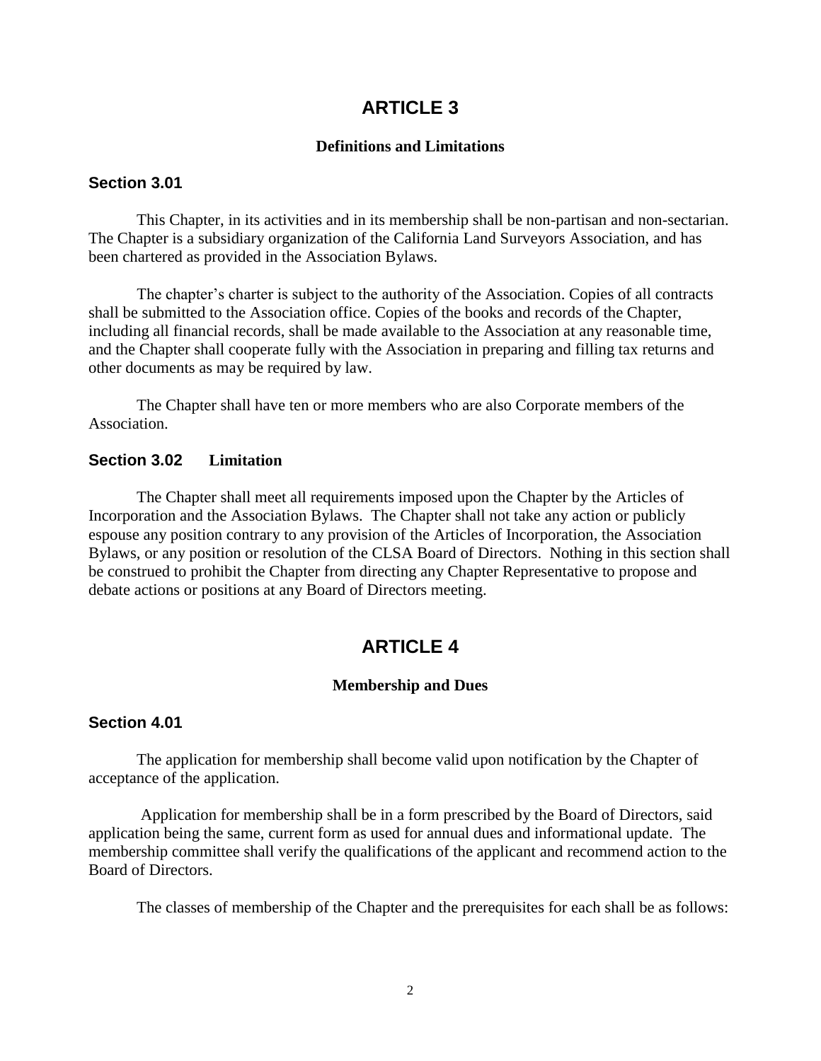# ARTICLE 3

**Definitions and Limitations**

## Section 3.01

This Chapter, in its activities and in its membership shall be non-partisan and non-sectarian. The Chapter is a subsidiary organization of the California Land Surveyors Association, and has been chartered as provided in the Association Bylaws.

The chapter's charter is subject to the authority of the Association. Copies of all contracts shall be submitted to the Association office. Copies of the books and records of the Chapter, including all financial records, shall be made available to the Association at any reasonable time, and the Chapter shall cooperate fully with the Association in preparing and filling tax returns and other documents as may be required by law.

The Chapter shall have ten or more members who are also Corporate members of the Association.

## Section 3.02 **Limitation**

The Chapter shall meet all requirements imposed upon the Chapter by the Articles of Incorporation and the Association Bylaws. The Chapter shall not take any action or publicly espouse any position contrary to any provision of the Articles of Incorporation, the Association Bylaws, or any position or resolution of the CLSA Board of Directors. Nothing in this section shall be construed to prohibit the Chapter from directing any Chapter Representative to propose and debate actions or positions at any Board of Directors meeting.

# ARTICLE 4

**Membership and Dues**

## Section 4.01

The application for membership shall become valid upon notification by the Chapter of acceptance of the application.

Application for membership shall be in a form prescribed by the Board of Directors, said application being the same, current form as used for annual dues and informational update. The membership committee shall verify the qualifications of the applicant and recommend action to the Board of Directors.

The classes of membership of the Chapter and the prerequisites for each shall be as follows: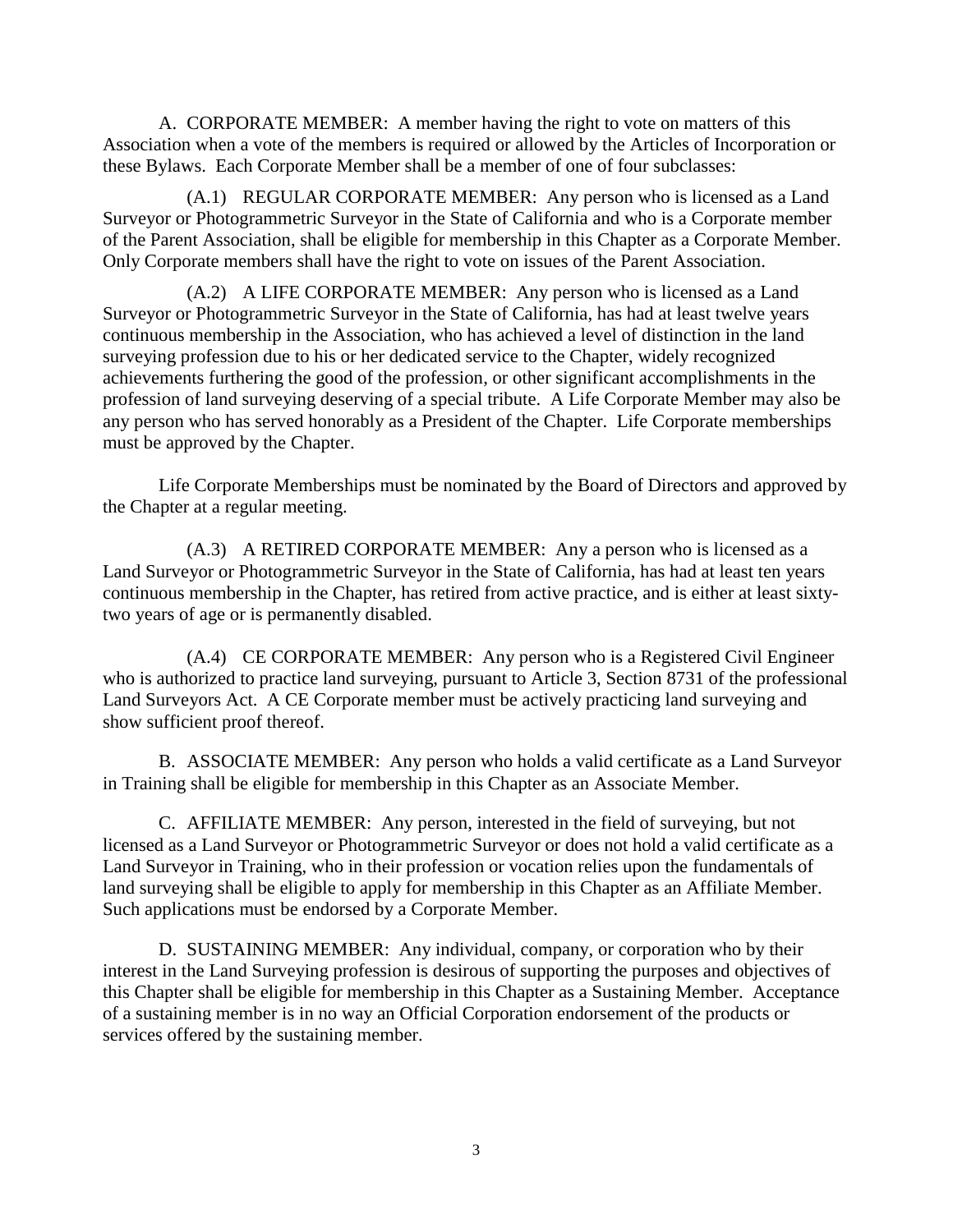A. CORPORATE MEMBER: A member having the right to vote on matters of this Association when a vote of the members is required or allowed by the Articles of Incorporation or these Bylaws. Each Corporate Member shall be a member of one of four subclasses:

(A.1) REGULAR CORPORATE MEMBER: Any person who is licensed as a Land Surveyor or Photogrammetric Surveyor in the State of California and who is a Corporate member of the Parent Association, shall be eligible for membership in this Chapter as a Corporate Member. Only Corporate members shall have the right to vote on issues of the Parent Association.

(A.2) A LIFE CORPORATE MEMBER: Any person who is licensed as a Land Surveyor or Photogrammetric Surveyor in the State of California, has had at least twelve years continuous membership in the Association, who has achieved a level of distinction in the land surveying profession due to his or her dedicated service to the Chapter, widely recognized achievements furthering the good of the profession, or other significant accomplishments in the profession of land surveying deserving of a special tribute. A Life Corporate Member may also be any person who has served honorably as a President of the Chapter. Life Corporate memberships must be approved by the Chapter.

Life Corporate Memberships must be nominated by the Board of Directors and approved by the Chapter at a regular meeting.

(A.3) A RETIRED CORPORATE MEMBER: Any a person who is licensed as a Land Surveyor or Photogrammetric Surveyor in the State of California, has had at least ten years continuous membership in the Chapter, has retired from active practice, and is either at least sixty-two years of age or is permanently disabled.

(A.4) CE CORPORATE MEMBER: Any person who is a Registered Civil Engineer who is authorized to practice land surveying, pursuant to Article 3, Section 8731 of the professional Land Surveyors Act. A CE Corporate member must be actively practicing land surveying and show sufficient proof thereof.

B. ASSOCIATE MEMBER: Any person who holds a valid certificate as a Land Surveyor in Training shall be eligible for membership in this Chapter as an Associate Member.

C. AFFILIATE MEMBER: Any person, interested in the field of surveying, but not licensed as a Land Surveyor or Photogrammetric Surveyor or does not hold a valid certificate as a Land Surveyor in Training, who in their profession or vocation relies upon the fundamentals of land surveying shall be eligible to apply for membership in this Chapter as an Affiliate Member. Such applications must be endorsed by a Corporate Member.

D. SUSTAINING MEMBER: Any individual, company, or corporation who by their interest in the Land Surveying profession is desirous of supporting the purposes and objectives of this Chapter shall be eligible for membership in this Chapter as a Sustaining Member. Acceptance of a sustaining member is in no way an Official Corporation endorsement of the products or services offered by the sustaining member.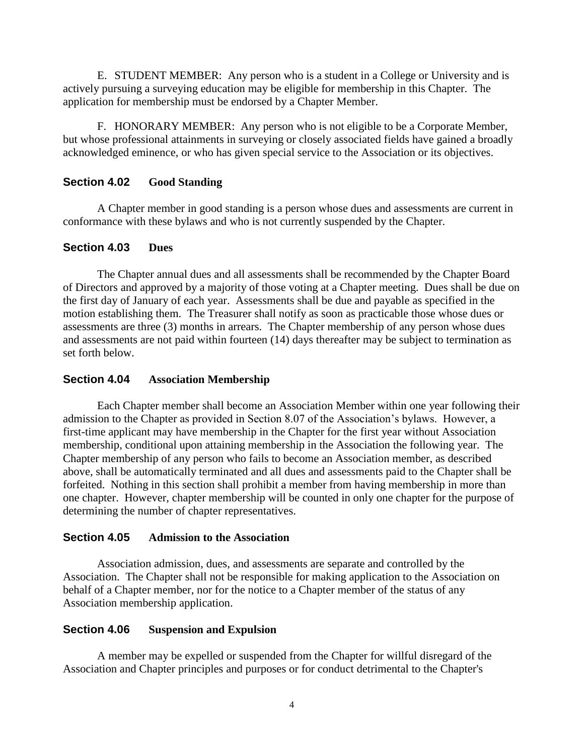E. STUDENT MEMBER: Any person who is a student in a College or University and is actively pursuing a surveying education may be eligible for membership in this Chapter. The application for membership must be endorsed by a Chapter Member.

F. HONORARY MEMBER: Any person who is not eligible to be a Corporate Member, but whose professional attainments in surveying or closely associated fields have gained a broadly acknowledged eminence, or who has given special service to the Association or its objectives.

### Section 4.02 Good Standing

A Chapter member in good standing is a person whose dues and assessments are current in conformance with these bylaws and who is not currently suspended by the Chapter.

### Section 4.03 Dues

The Chapter annual dues and all assessments shall be recommended by the Chapter Board of Directors and approved by a majority of those voting at a Chapter meeting. Dues shall be due on the first day of January of each year. Assessments shall be due and payable as specified in the motion establishing them. The Treasurer shall notify as soon as practicable those whose dues or assessments are three (3) months in arrears. The Chapter membership of any person whose dues and assessments are not paid within fourteen (14) days thereafter may be subject to termination as set forth below.

### Section 4.04 Association Membership

Each Chapter member shall become an Association Member within one year following their admission to the Chapter as provided in Section 8.07 of the Association's bylaws. However, a first-time applicant may have membership in the Chapter for the first year without Association membership, conditional upon attaining membership in the Association the following year. The Chapter membership of any person who fails to become an Association member, as described above, shall be automatically terminated and all dues and assessments paid to the Chapter shall be forfeited. Nothing in this section shall prohibit a member from having membership in more than one chapter. However, chapter membership will be counted in only one chapter for the purpose of determining the number of chapter representatives.

### Section 4.05 Admission to the Association

Association admission, dues, and assessments are separate and controlled by the Association. The Chapter shall not be responsible for making application to the Association on behalf of a Chapter member, nor for the notice to a Chapter member of the status of any Association membership application.

### Section 4.06 Suspension and Expulsion

A member may be expelled or suspended from the Chapter for willful disregard of the Association and Chapter principles and purposes or for conduct detrimental to the Chapter's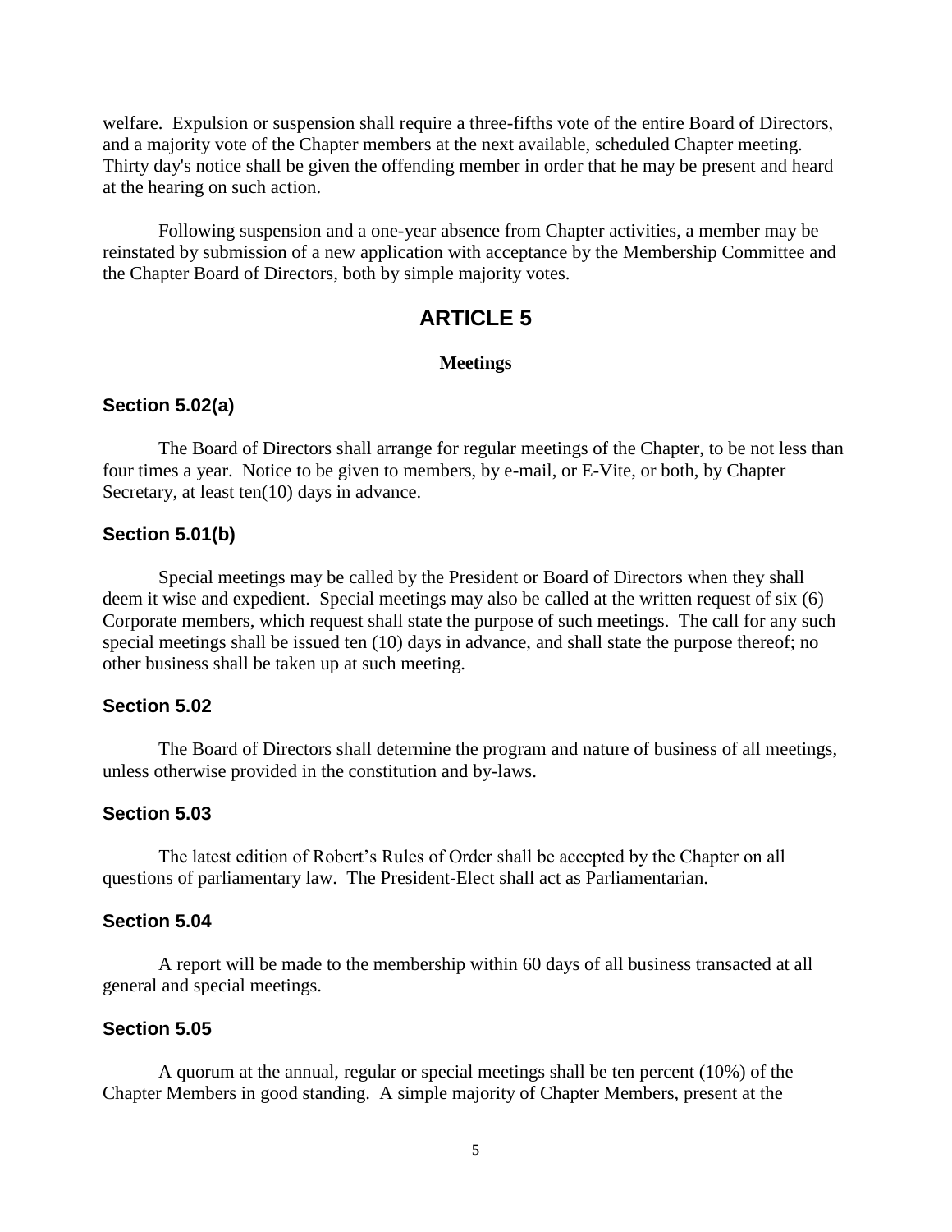welfare. Expulsion or suspension shall require a three-fifths vote of the entire Board of Directors, and a majority vote of the Chapter members at the next available, scheduled Chapter meeting. Thirty day's notice shall be given the offending member in order that he may be present and heard at the hearing on such action.

Following suspension and a one-year absence from Chapter activities, a member may be reinstated by submission of a new application with acceptance by the Membership Committee and the Chapter Board of Directors, both by simple majority votes.

# ARTICLE 5

**Meetings**

### Section 5.02(a)

The Board of Directors shall arrange for regular meetings of the Chapter, to be not less than four times a year. Notice to be given to members, by e-mail, or E-Vite, or both, by Chapter Secretary, at least ten(10) days in advance.

### Section 5.01(b)

Special meetings may be called by the President or Board of Directors when they shall deem it wise and expedient. Special meetings may also be called at the written request of six (6) Corporate members, which request shall state the purpose of such meetings. The call for any such special meetings shall be issued ten (10) days in advance, and shall state the purpose thereof; no other business shall be taken up at such meeting.

### Section 5.02

The Board of Directors shall determine the program and nature of business of all meetings, unless otherwise provided in the constitution and by-laws.

### Section 5.03

The latest edition of Robert's Rules of Order shall be accepted by the Chapter on all questions of parliamentary law. The President-Elect shall act as Parliamentarian.

### Section 5.04

A report will be made to the membership within 60 days of all business transacted at all general and special meetings.

### Section 5.05

A quorum at the annual, regular or special meetings shall be ten percent (10%) of the Chapter Members in good standing. A simple majority of Chapter Members, present at the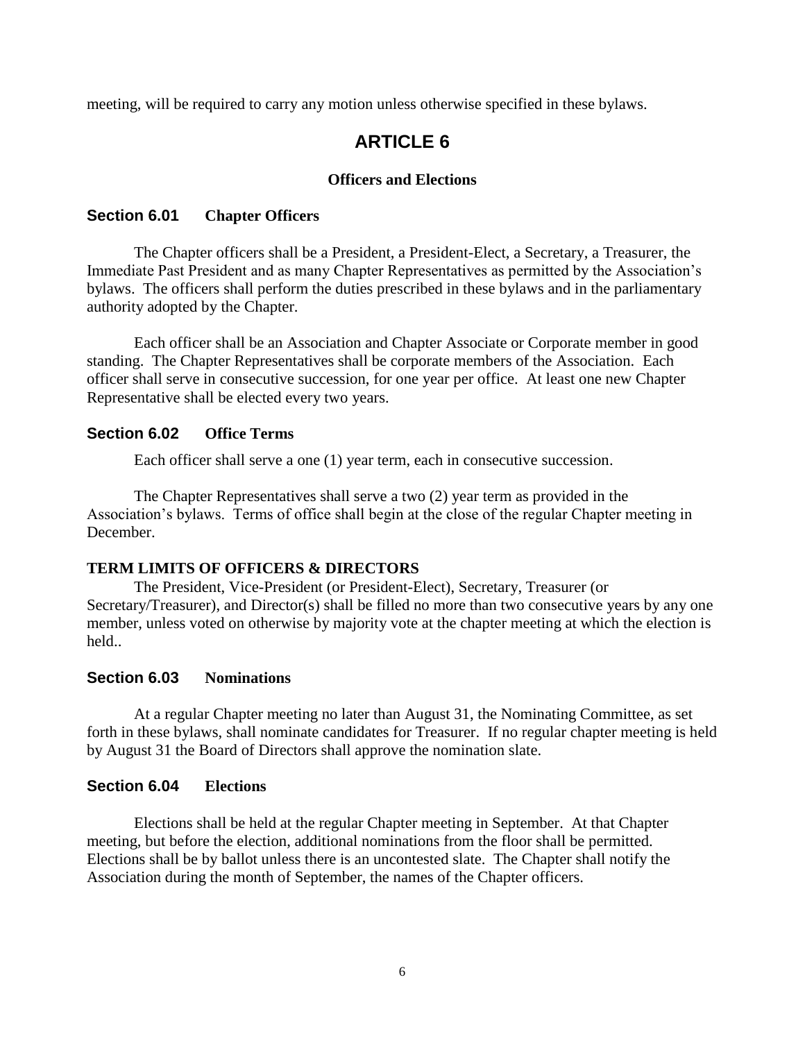meeting, will be required to carry any motion unless otherwise specified in these bylaws.

# ARTICLE 6

**Officers and Elections**

## Section 6.01 Chapter Officers

The Chapter officers shall be a President, a President-Elect, a Secretary, a Treasurer, the Immediate Past President and as many Chapter Representatives as permitted by the Association's bylaws. The officers shall perform the duties prescribed in these bylaws and in the parliamentary authority adopted by the Chapter.

Each officer shall be an Association and Chapter Associate or Corporate member in good standing. The Chapter Representatives shall be corporate members of the Association. Each officer shall serve in consecutive succession, for one year per office. At least one new Chapter Representative shall be elected every two years.

## Section 6.02 Office Terms

Each officer shall serve a one (1) year term, each in consecutive succession.

The Chapter Representatives shall serve a two (2) year term as provided in the Association's bylaws. Terms of office shall begin at the close of the regular Chapter meeting in December.

**TERM LIMITS OF OFFICERS & DIRECTORS**

The President, Vice-President (or President-Elect), Secretary, Treasurer (or Secretary/Treasurer), and Director(s) shall be filled no more than two consecutive years by any one member, unless voted on otherwise by majority vote at the chapter meeting at which the election is held..

## Section 6.03 Nominations

At a regular Chapter meeting no later than August 31, the Nominating Committee, as set forth in these bylaws, shall nominate candidates for Treasurer. If no regular chapter meeting is held by August 31 the Board of Directors shall approve the nomination slate.

## Section 6.04 Elections

Elections shall be held at the regular Chapter meeting in September. At that Chapter meeting, but before the election, additional nominations from the floor shall be permitted. Elections shall be by ballot unless there is an uncontested slate. The Chapter shall notify the Association during the month of September, the names of the Chapter officers.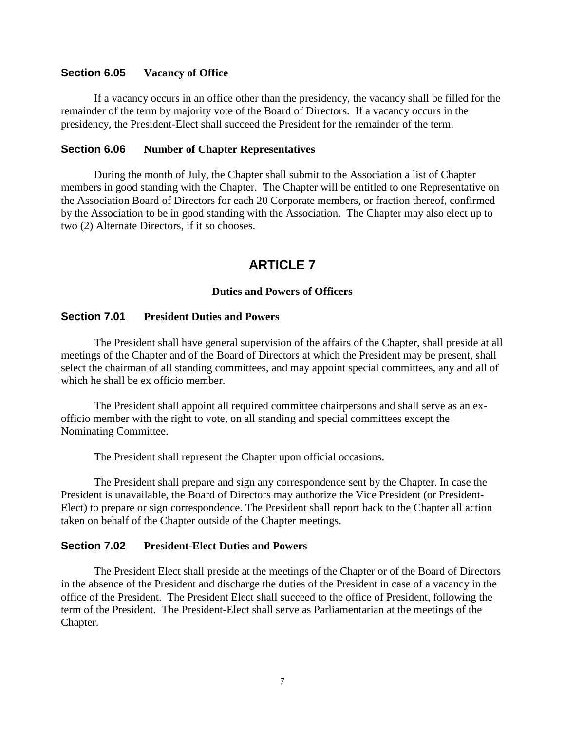### Section 6.05 Vacancy of Office

If a vacancy occurs in an office other than the presidency, the vacancy shall be filled for the remainder of the term by majority vote of the Board of Directors. If a vacancy occurs in the presidency, the President-Elect shall succeed the President for the remainder of the term.

### Section 6.06 Number of Chapter Representatives

During the month of July, the Chapter shall submit to the Association a list of Chapter members in good standing with the Chapter. The Chapter will be entitled to one Representative on the Association Board of Directors for each 20 Corporate members, or fraction thereof, confirmed by the Association to be in good standing with the Association. The Chapter may also elect up to two (2) Alternate Directors, if it so chooses.

## ARTICLE 7

**Duties and Powers of Officers**

### Section 7.01 President Duties and Powers

The President shall have general supervision of the affairs of the Chapter, shall preside at all meetings of the Chapter and of the Board of Directors at which the President may be present, shall select the chairman of all standing committees, and may appoint special committees, any and all of which he shall be ex officio member.

The President shall appoint all required committee chairpersons and shall serve as an ex-officio member with the right to vote, on all standing and special committees except the Nominating Committee.

The President shall represent the Chapter upon official occasions.

The President shall prepare and sign any correspondence sent by the Chapter. In case the President is unavailable, the Board of Directors may authorize the Vice President (or President-Elect) to prepare or sign correspondence. The President shall report back to the Chapter all action taken on behalf of the Chapter outside of the Chapter meetings.

### Section 7.02 President-Elect Duties and Powers

The President Elect shall preside at the meetings of the Chapter or of the Board of Directors in the absence of the President and discharge the duties of the President in case of a vacancy in the office of the President. The President Elect shall succeed to the office of President, following the term of the President. The President-Elect shall serve as Parliamentarian at the meetings of the Chapter.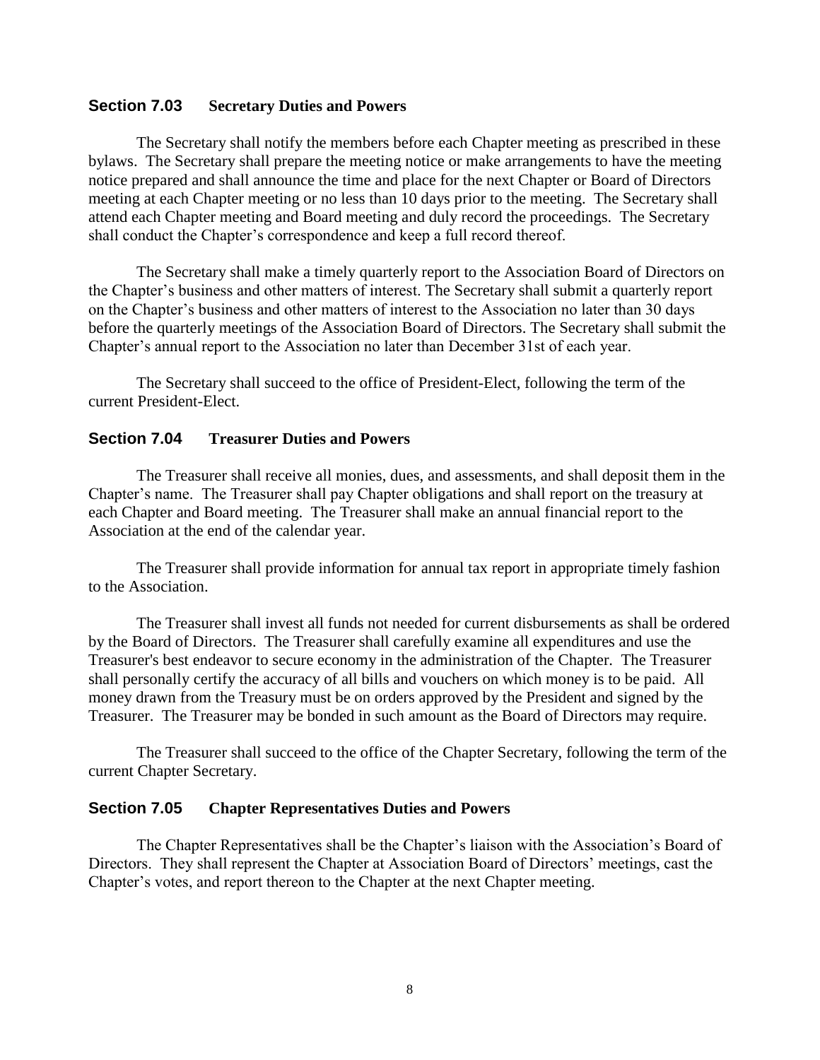### Section 7.03 Secretary Duties and Powers

The Secretary shall notify the members before each Chapter meeting as prescribed in these bylaws. The Secretary shall prepare the meeting notice or make arrangements to have the meeting notice prepared and shall announce the time and place for the next Chapter or Board of Directors meeting at each Chapter meeting or no less than 10 days prior to the meeting. The Secretary shall attend each Chapter meeting and Board meeting and duly record the proceedings. The Secretary shall conduct the Chapter's correspondence and keep a full record thereof.

The Secretary shall make a timely quarterly report to the Association Board of Directors on the Chapter's business and other matters of interest. The Secretary shall submit a quarterly report on the Chapter's business and other matters of interest to the Association no later than 30 days before the quarterly meetings of the Association Board of Directors. The Secretary shall submit the Chapter's annual report to the Association no later than December 31st of each year.

The Secretary shall succeed to the office of President-Elect, following the term of the current President-Elect.

### Section 7.04 Treasurer Duties and Powers

The Treasurer shall receive all monies, dues, and assessments, and shall deposit them in the Chapter's name. The Treasurer shall pay Chapter obligations and shall report on the treasury at each Chapter and Board meeting. The Treasurer shall make an annual financial report to the Association at the end of the calendar year.

The Treasurer shall provide information for annual tax report in appropriate timely fashion to the Association.

The Treasurer shall invest all funds not needed for current disbursements as shall be ordered by the Board of Directors. The Treasurer shall carefully examine all expenditures and use the Treasurer's best endeavor to secure economy in the administration of the Chapter. The Treasurer shall personally certify the accuracy of all bills and vouchers on which money is to be paid. All money drawn from the Treasury must be on orders approved by the President and signed by the Treasurer. The Treasurer may be bonded in such amount as the Board of Directors may require.

The Treasurer shall succeed to the office of the Chapter Secretary, following the term of the current Chapter Secretary.

### Section 7.05 Chapter Representatives Duties and Powers

The Chapter Representatives shall be the Chapter's liaison with the Association's Board of Directors. They shall represent the Chapter at Association Board of Directors' meetings, cast the Chapter's votes, and report thereon to the Chapter at the next Chapter meeting.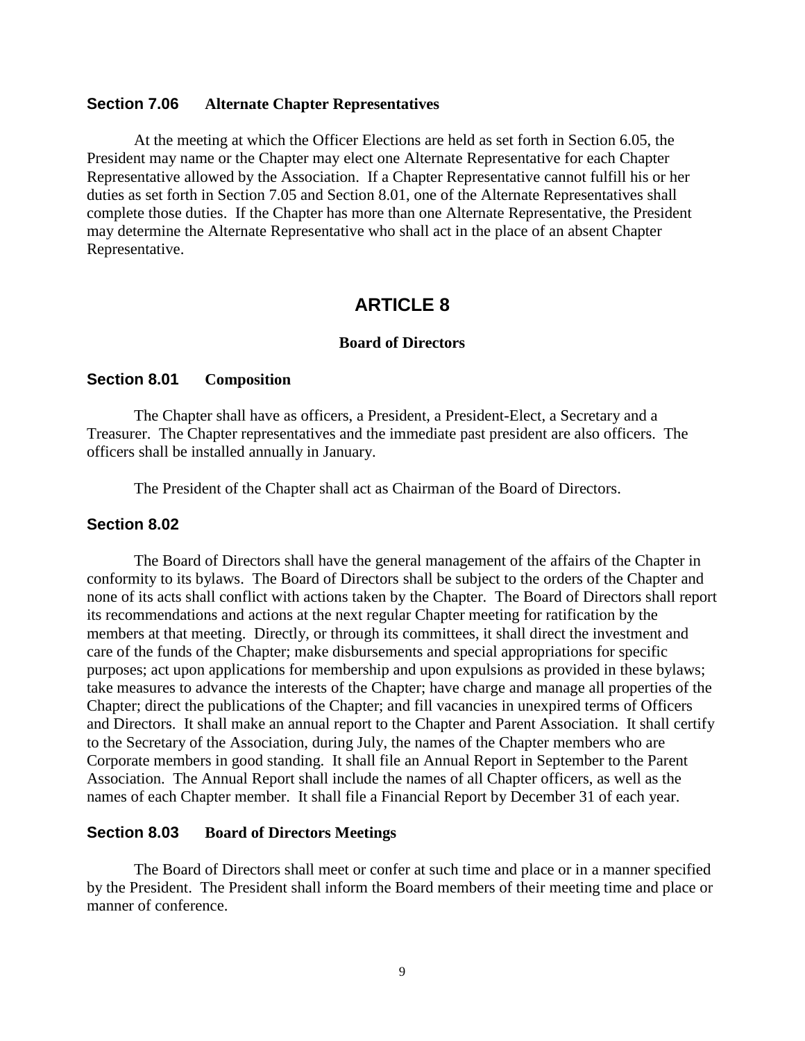### Section 7.06 Alternate Chapter Representatives

At the meeting at which the Officer Elections are held as set forth in Section 6.05, the President may name or the Chapter may elect one Alternate Representative for each Chapter Representative allowed by the Association. If a Chapter Representative cannot fulfill his or her duties as set forth in Section 7.05 and Section 8.01, one of the Alternate Representatives shall complete those duties. If the Chapter has more than one Alternate Representative, the President may determine the Alternate Representative who shall act in the place of an absent Chapter Representative.

## ARTICLE 8

**Board of Directors**

### Section 8.01 Composition

The Chapter shall have as officers, a President, a President-Elect, a Secretary and a Treasurer. The Chapter representatives and the immediate past president are also officers. The officers shall be installed annually in January.

The President of the Chapter shall act as Chairman of the Board of Directors.

### Section 8.02

The Board of Directors shall have the general management of the affairs of the Chapter in conformity to its bylaws. The Board of Directors shall be subject to the orders of the Chapter and none of its acts shall conflict with actions taken by the Chapter. The Board of Directors shall report its recommendations and actions at the next regular Chapter meeting for ratification by the members at that meeting. Directly, or through its committees, it shall direct the investment and care of the funds of the Chapter; make disbursements and special appropriations for specific purposes; act upon applications for membership and upon expulsions as provided in these bylaws; take measures to advance the interests of the Chapter; have charge and manage all properties of the Chapter; direct the publications of the Chapter; and fill vacancies in unexpired terms of Officers and Directors. It shall make an annual report to the Chapter and Parent Association. It shall certify to the Secretary of the Association, during July, the names of the Chapter members who are Corporate members in good standing. It shall file an Annual Report in September to the Parent Association. The Annual Report shall include the names of all Chapter officers, as well as the names of each Chapter member. It shall file a Financial Report by December 31 of each year.

### Section 8.03 Board of Directors Meetings

The Board of Directors shall meet or confer at such time and place or in a manner specified by the President. The President shall inform the Board members of their meeting time and place or manner of conference.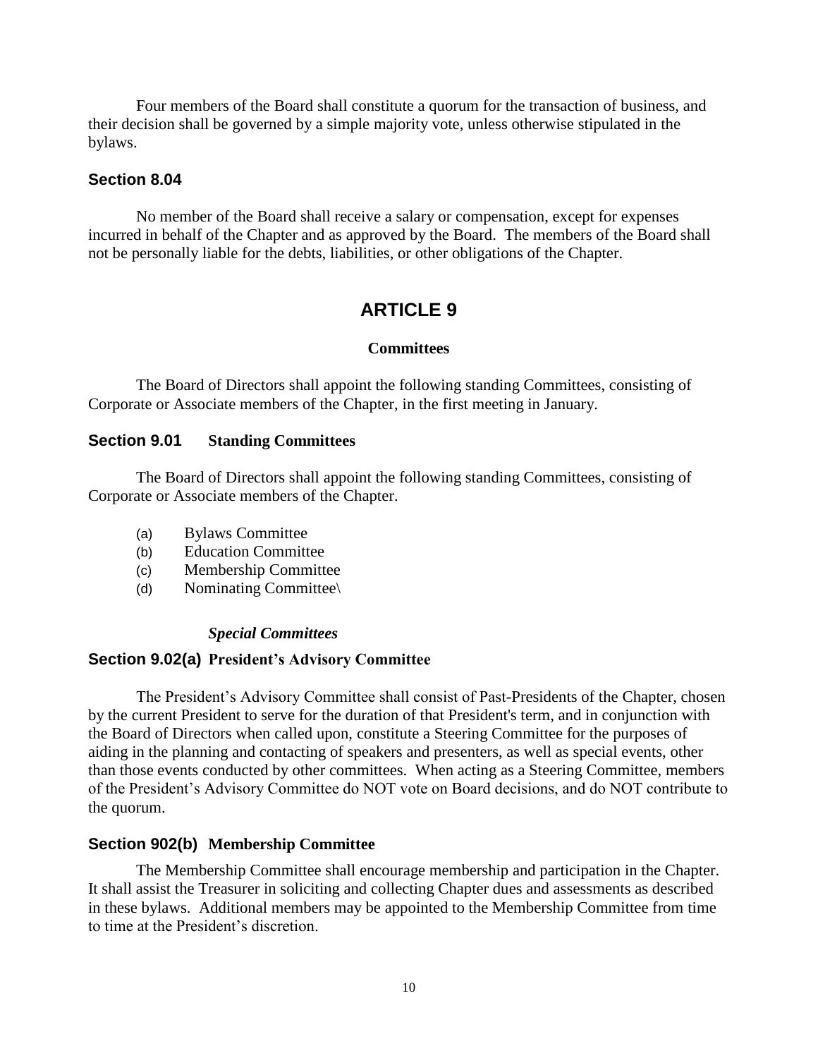Four members of the Board shall constitute a quorum for the transaction of business, and their decision shall be governed by a simple majority vote, unless otherwise stipulated in the bylaws.

### Section 8.04

No member of the Board shall receive a salary or compensation, except for expenses incurred in behalf of the Chapter and as approved by the Board. The members of the Board shall not be personally liable for the debts, liabilities, or other obligations of the Chapter.

## ARTICLE 9

**Committees**

The Board of Directors shall appoint the following standing Committees, consisting of Corporate or Associate members of the Chapter, in the first meeting in January.

### Section 9.01 Standing Committees

The Board of Directors shall appoint the following standing Committees, consisting of Corporate or Associate members of the Chapter.

(a) Bylaws Committee
(b) Education Committee
(c) Membership Committee
(d) Nominating Committee\

***Special Committees***

### Section 9.02(a) President's Advisory Committee

The President's Advisory Committee shall consist of Past-Presidents of the Chapter, chosen by the current President to serve for the duration of that President's term, and in conjunction with the Board of Directors when called upon, constitute a Steering Committee for the purposes of aiding in the planning and contacting of speakers and presenters, as well as special events, other than those events conducted by other committees. When acting as a Steering Committee, members of the President's Advisory Committee do NOT vote on Board decisions, and do NOT contribute to the quorum.

### Section 902(b) Membership Committee

The Membership Committee shall encourage membership and participation in the Chapter. It shall assist the Treasurer in soliciting and collecting Chapter dues and assessments as described in these bylaws. Additional members may be appointed to the Membership Committee from time to time at the President's discretion.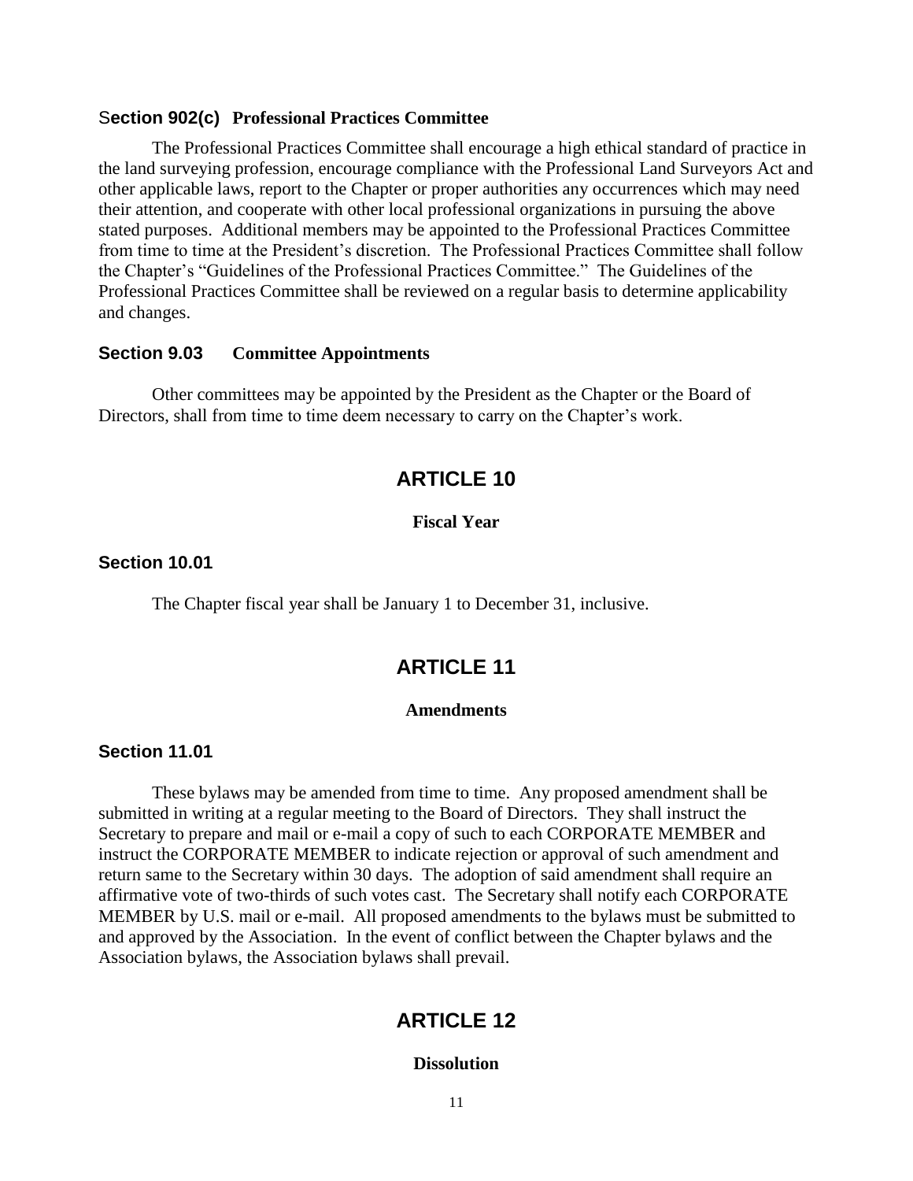### Section 902(c) Professional Practices Committee

The Professional Practices Committee shall encourage a high ethical standard of practice in the land surveying profession, encourage compliance with the Professional Land Surveyors Act and other applicable laws, report to the Chapter or proper authorities any occurrences which may need their attention, and cooperate with other local professional organizations in pursuing the above stated purposes. Additional members may be appointed to the Professional Practices Committee from time to time at the President's discretion. The Professional Practices Committee shall follow the Chapter's "Guidelines of the Professional Practices Committee." The Guidelines of the Professional Practices Committee shall be reviewed on a regular basis to determine applicability and changes.

### Section 9.03 Committee Appointments

Other committees may be appointed by the President as the Chapter or the Board of Directors, shall from time to time deem necessary to carry on the Chapter's work.

## ARTICLE 10

**Fiscal Year**

### Section 10.01

The Chapter fiscal year shall be January 1 to December 31, inclusive.

## ARTICLE 11

**Amendments**

### Section 11.01

These bylaws may be amended from time to time. Any proposed amendment shall be submitted in writing at a regular meeting to the Board of Directors. They shall instruct the Secretary to prepare and mail or e-mail a copy of such to each CORPORATE MEMBER and instruct the CORPORATE MEMBER to indicate rejection or approval of such amendment and return same to the Secretary within 30 days. The adoption of said amendment shall require an affirmative vote of two-thirds of such votes cast. The Secretary shall notify each CORPORATE MEMBER by U.S. mail or e-mail. All proposed amendments to the bylaws must be submitted to and approved by the Association. In the event of conflict between the Chapter bylaws and the Association bylaws, the Association bylaws shall prevail.

## ARTICLE 12

**Dissolution**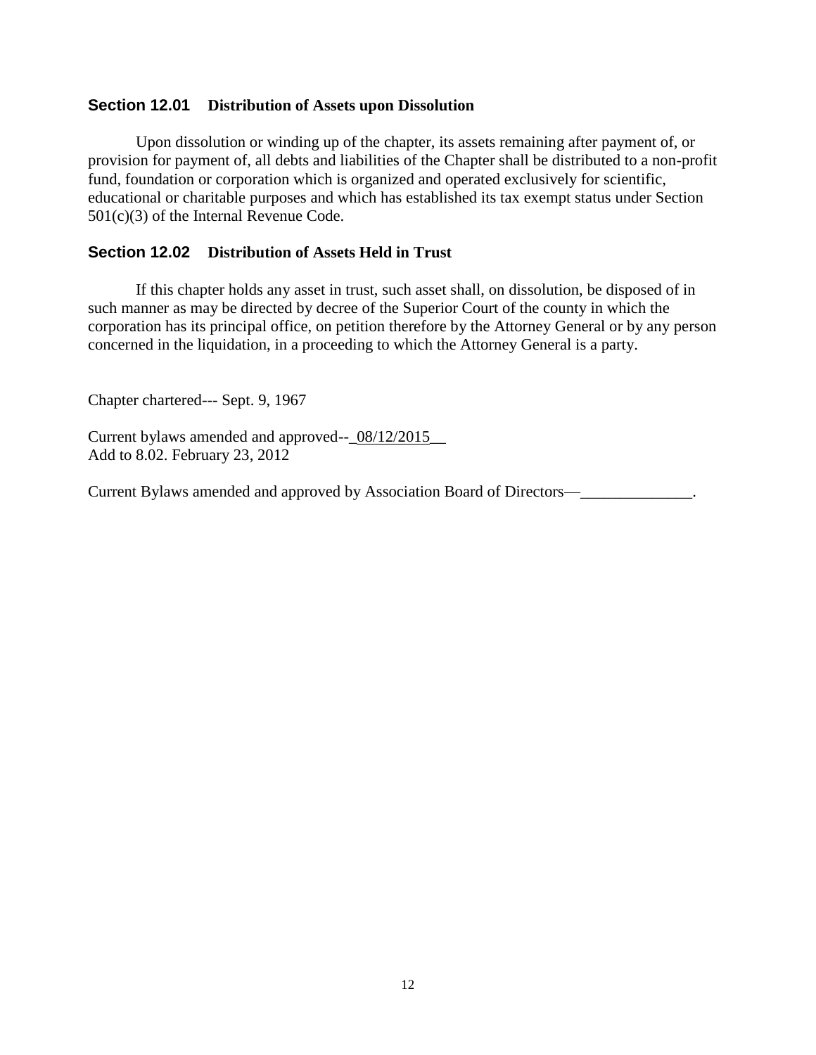### Section 12.01 **Distribution of Assets upon Dissolution**

Upon dissolution or winding up of the chapter, its assets remaining after payment of, or provision for payment of, all debts and liabilities of the Chapter shall be distributed to a non-profit fund, foundation or corporation which is organized and operated exclusively for scientific, educational or charitable purposes and which has established its tax exempt status under Section 501(c)(3) of the Internal Revenue Code.

### Section 12.02 **Distribution of Assets Held in Trust**

If this chapter holds any asset in trust, such asset shall, on dissolution, be disposed of in such manner as may be directed by decree of the Superior Court of the county in which the corporation has its principal office, on petition therefore by the Attorney General or by any person concerned in the liquidation, in a proceeding to which the Attorney General is a party.

Chapter chartered--- Sept. 9, 1967

Current bylaws amended and approved--_08/12/2015__
Add to 8.02. February 23, 2012

Current Bylaws amended and approved by Association Board of Directors—______________.